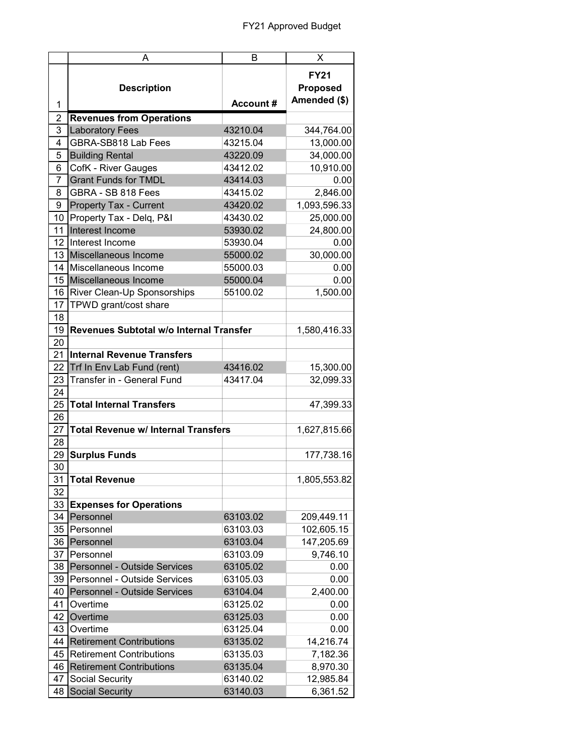# FY21 Approved Budget

| | A | B | X |
|---|---|---|---|
| 1 | **Description** | **Account #** | **FY21 Proposed Amended ($)** |
| 2 | **Revenues from Operations** | | |
| 3 | Laboratory Fees | 43210.04 | 344,764.00 |
| 4 | GBRA-SB818 Lab Fees | 43215.04 | 13,000.00 |
| 5 | Building Rental | 43220.09 | 34,000.00 |
| 6 | CofK - River Gauges | 43412.02 | 10,910.00 |
| 7 | Grant Funds for TMDL | 43414.03 | 0.00 |
| 8 | GBRA - SB 818 Fees | 43415.02 | 2,846.00 |
| 9 | Property Tax - Current | 43420.02 | 1,093,596.33 |
| 10 | Property Tax - Delq, P&I | 43430.02 | 25,000.00 |
| 11 | Interest Income | 53930.02 | 24,800.00 |
| 12 | Interest Income | 53930.04 | 0.00 |
| 13 | Miscellaneous Income | 55000.02 | 30,000.00 |
| 14 | Miscellaneous Income | 55000.03 | 0.00 |
| 15 | Miscellaneous Income | 55000.04 | 0.00 |
| 16 | River Clean-Up Sponsorships | 55100.02 | 1,500.00 |
| 17 | TPWD grant/cost share | | |
| 18 | | | |
| 19 | **Revenues Subtotal w/o Internal Transfer** | | 1,580,416.33 |
| 20 | | | |
| 21 | **Internal Revenue Transfers** | | |
| 22 | Trf In Env Lab Fund (rent) | 43416.02 | 15,300.00 |
| 23 | Transfer in - General Fund | 43417.04 | 32,099.33 |
| 24 | | | |
| 25 | **Total Internal Transfers** | | 47,399.33 |
| 26 | | | |
| 27 | **Total Revenue w/ Internal Transfers** | | 1,627,815.66 |
| 28 | | | |
| 29 | **Surplus Funds** | | 177,738.16 |
| 30 | | | |
| 31 | **Total Revenue** | | 1,805,553.82 |
| 32 | | | |
| 33 | **Expenses for Operations** | | |
| 34 | Personnel | 63103.02 | 209,449.11 |
| 35 | Personnel | 63103.03 | 102,605.15 |
| 36 | Personnel | 63103.04 | 147,205.69 |
| 37 | Personnel | 63103.09 | 9,746.10 |
| 38 | Personnel - Outside Services | 63105.02 | 0.00 |
| 39 | Personnel - Outside Services | 63105.03 | 0.00 |
| 40 | Personnel - Outside Services | 63104.04 | 2,400.00 |
| 41 | Overtime | 63125.02 | 0.00 |
| 42 | Overtime | 63125.03 | 0.00 |
| 43 | Overtime | 63125.04 | 0.00 |
| 44 | Retirement Contributions | 63135.02 | 14,216.74 |
| 45 | Retirement Contributions | 63135.03 | 7,182.36 |
| 46 | Retirement Contributions | 63135.04 | 8,970.30 |
| 47 | Social Security | 63140.02 | 12,985.84 |
| 48 | Social Security | 63140.03 | 6,361.52 |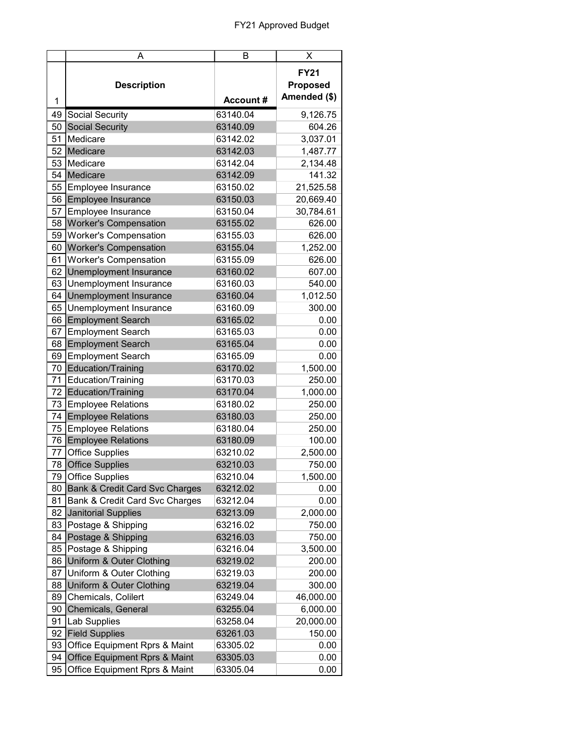# FY21 Approved Budget

| | A | B | X |
|---|---|---|---|
| 1 | **Description** | **Account #** | **FY21 Proposed Amended ($)** |
| 49 | Social Security | 63140.04 | 9,126.75 |
| 50 | Social Security | 63140.09 | 604.26 |
| 51 | Medicare | 63142.02 | 3,037.01 |
| 52 | Medicare | 63142.03 | 1,487.77 |
| 53 | Medicare | 63142.04 | 2,134.48 |
| 54 | Medicare | 63142.09 | 141.32 |
| 55 | Employee Insurance | 63150.02 | 21,525.58 |
| 56 | Employee Insurance | 63150.03 | 20,669.40 |
| 57 | Employee Insurance | 63150.04 | 30,784.61 |
| 58 | Worker's Compensation | 63155.02 | 626.00 |
| 59 | Worker's Compensation | 63155.03 | 626.00 |
| 60 | Worker's Compensation | 63155.04 | 1,252.00 |
| 61 | Worker's Compensation | 63155.09 | 626.00 |
| 62 | Unemployment Insurance | 63160.02 | 607.00 |
| 63 | Unemployment Insurance | 63160.03 | 540.00 |
| 64 | Unemployment Insurance | 63160.04 | 1,012.50 |
| 65 | Unemployment Insurance | 63160.09 | 300.00 |
| 66 | Employment Search | 63165.02 | 0.00 |
| 67 | Employment Search | 63165.03 | 0.00 |
| 68 | Employment Search | 63165.04 | 0.00 |
| 69 | Employment Search | 63165.09 | 0.00 |
| 70 | Education/Training | 63170.02 | 1,500.00 |
| 71 | Education/Training | 63170.03 | 250.00 |
| 72 | Education/Training | 63170.04 | 1,000.00 |
| 73 | Employee Relations | 63180.02 | 250.00 |
| 74 | Employee Relations | 63180.03 | 250.00 |
| 75 | Employee Relations | 63180.04 | 250.00 |
| 76 | Employee Relations | 63180.09 | 100.00 |
| 77 | Office Supplies | 63210.02 | 2,500.00 |
| 78 | Office Supplies | 63210.03 | 750.00 |
| 79 | Office Supplies | 63210.04 | 1,500.00 |
| 80 | Bank & Credit Card Svc Charges | 63212.02 | 0.00 |
| 81 | Bank & Credit Card Svc Charges | 63212.04 | 0.00 |
| 82 | Janitorial Supplies | 63213.09 | 2,000.00 |
| 83 | Postage & Shipping | 63216.02 | 750.00 |
| 84 | Postage & Shipping | 63216.03 | 750.00 |
| 85 | Postage & Shipping | 63216.04 | 3,500.00 |
| 86 | Uniform & Outer Clothing | 63219.02 | 200.00 |
| 87 | Uniform & Outer Clothing | 63219.03 | 200.00 |
| 88 | Uniform & Outer Clothing | 63219.04 | 300.00 |
| 89 | Chemicals, Colilert | 63249.04 | 46,000.00 |
| 90 | Chemicals, General | 63255.04 | 6,000.00 |
| 91 | Lab Supplies | 63258.04 | 20,000.00 |
| 92 | Field Supplies | 63261.03 | 150.00 |
| 93 | Office Equipment Rprs & Maint | 63305.02 | 0.00 |
| 94 | Office Equipment Rprs & Maint | 63305.03 | 0.00 |
| 95 | Office Equipment Rprs & Maint | 63305.04 | 0.00 |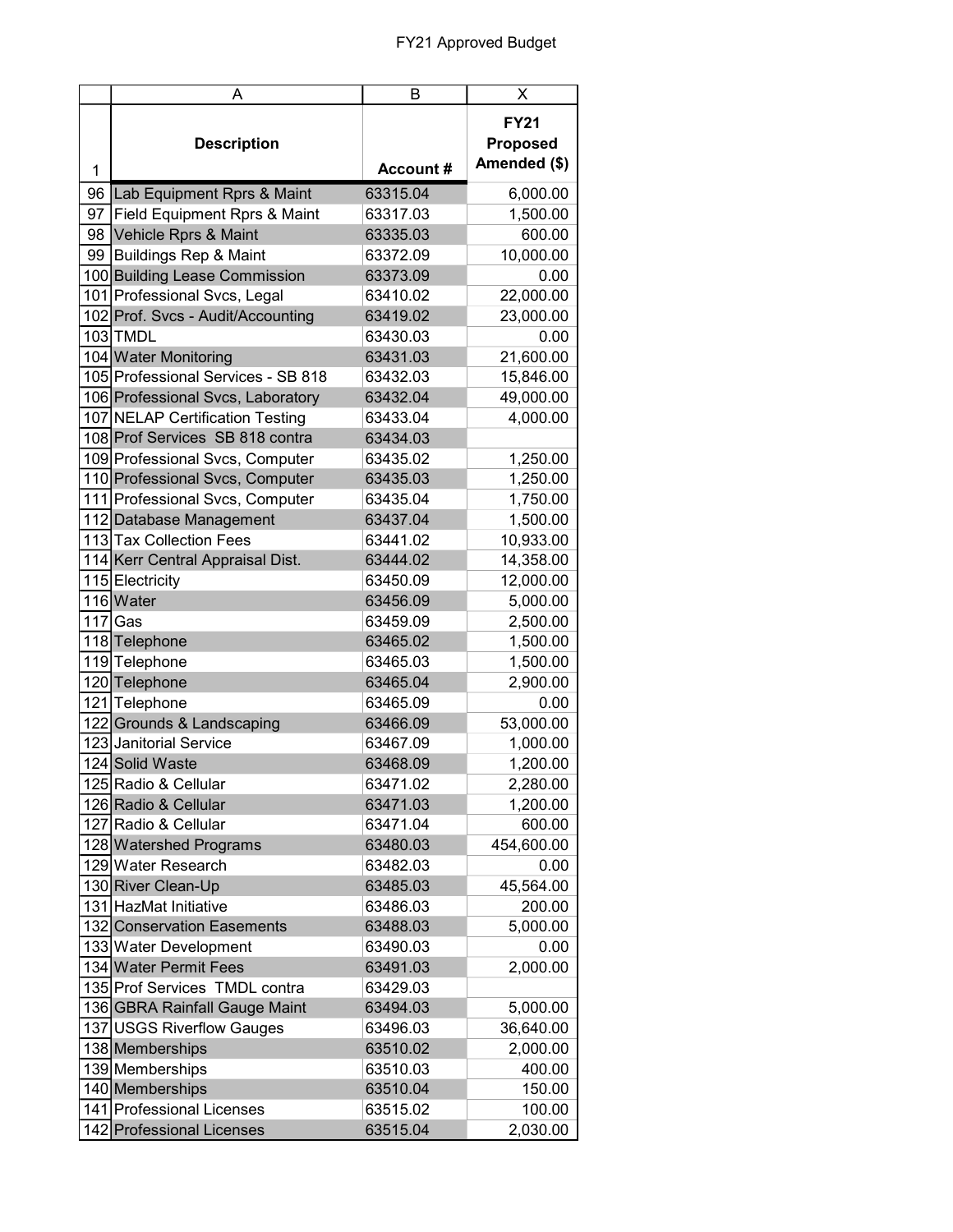FY21 Approved Budget

| | A | B | X |
|---|---|---|---|
| 1 | **Description** | **Account #** | **FY21 Proposed Amended ($)** |
| 96 | Lab Equipment Rprs & Maint | 63315.04 | 6,000.00 |
| 97 | Field Equipment Rprs & Maint | 63317.03 | 1,500.00 |
| 98 | Vehicle Rprs & Maint | 63335.03 | 600.00 |
| 99 | Buildings Rep & Maint | 63372.09 | 10,000.00 |
| 100 | Building Lease Commission | 63373.09 | 0.00 |
| 101 | Professional Svcs, Legal | 63410.02 | 22,000.00 |
| 102 | Prof. Svcs - Audit/Accounting | 63419.02 | 23,000.00 |
| 103 | TMDL | 63430.03 | 0.00 |
| 104 | Water Monitoring | 63431.03 | 21,600.00 |
| 105 | Professional Services - SB 818 | 63432.03 | 15,846.00 |
| 106 | Professional Svcs, Laboratory | 63432.04 | 49,000.00 |
| 107 | NELAP Certification Testing | 63433.04 | 4,000.00 |
| 108 | Prof Services SB 818 contra | 63434.03 | |
| 109 | Professional Svcs, Computer | 63435.02 | 1,250.00 |
| 110 | Professional Svcs, Computer | 63435.03 | 1,250.00 |
| 111 | Professional Svcs, Computer | 63435.04 | 1,750.00 |
| 112 | Database Management | 63437.04 | 1,500.00 |
| 113 | Tax Collection Fees | 63441.02 | 10,933.00 |
| 114 | Kerr Central Appraisal Dist. | 63444.02 | 14,358.00 |
| 115 | Electricity | 63450.09 | 12,000.00 |
| 116 | Water | 63456.09 | 5,000.00 |
| 117 | Gas | 63459.09 | 2,500.00 |
| 118 | Telephone | 63465.02 | 1,500.00 |
| 119 | Telephone | 63465.03 | 1,500.00 |
| 120 | Telephone | 63465.04 | 2,900.00 |
| 121 | Telephone | 63465.09 | 0.00 |
| 122 | Grounds & Landscaping | 63466.09 | 53,000.00 |
| 123 | Janitorial Service | 63467.09 | 1,000.00 |
| 124 | Solid Waste | 63468.09 | 1,200.00 |
| 125 | Radio & Cellular | 63471.02 | 2,280.00 |
| 126 | Radio & Cellular | 63471.03 | 1,200.00 |
| 127 | Radio & Cellular | 63471.04 | 600.00 |
| 128 | Watershed Programs | 63480.03 | 454,600.00 |
| 129 | Water Research | 63482.03 | 0.00 |
| 130 | River Clean-Up | 63485.03 | 45,564.00 |
| 131 | HazMat Initiative | 63486.03 | 200.00 |
| 132 | Conservation Easements | 63488.03 | 5,000.00 |
| 133 | Water Development | 63490.03 | 0.00 |
| 134 | Water Permit Fees | 63491.03 | 2,000.00 |
| 135 | Prof Services TMDL contra | 63429.03 | |
| 136 | GBRA Rainfall Gauge Maint | 63494.03 | 5,000.00 |
| 137 | USGS Riverflow Gauges | 63496.03 | 36,640.00 |
| 138 | Memberships | 63510.02 | 2,000.00 |
| 139 | Memberships | 63510.03 | 400.00 |
| 140 | Memberships | 63510.04 | 150.00 |
| 141 | Professional Licenses | 63515.02 | 100.00 |
| 142 | Professional Licenses | 63515.04 | 2,030.00 |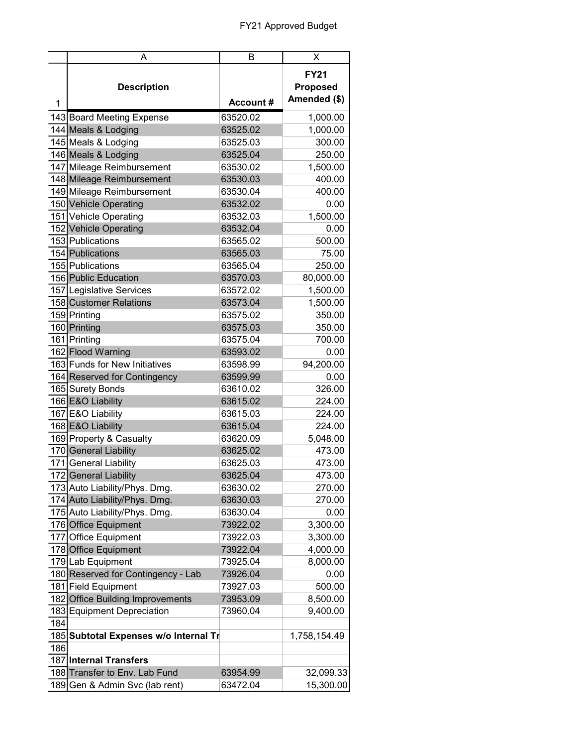# FY21 Approved Budget

| | A | B | X |
|---|---|---|---|
| 1 | **Description** | **Account #** | **FY21 Proposed Amended ($)** |
| 143 | Board Meeting Expense | 63520.02 | 1,000.00 |
| 144 | Meals & Lodging | 63525.02 | 1,000.00 |
| 145 | Meals & Lodging | 63525.03 | 300.00 |
| 146 | Meals & Lodging | 63525.04 | 250.00 |
| 147 | Mileage Reimbursement | 63530.02 | 1,500.00 |
| 148 | Mileage Reimbursement | 63530.03 | 400.00 |
| 149 | Mileage Reimbursement | 63530.04 | 400.00 |
| 150 | Vehicle Operating | 63532.02 | 0.00 |
| 151 | Vehicle Operating | 63532.03 | 1,500.00 |
| 152 | Vehicle Operating | 63532.04 | 0.00 |
| 153 | Publications | 63565.02 | 500.00 |
| 154 | Publications | 63565.03 | 75.00 |
| 155 | Publications | 63565.04 | 250.00 |
| 156 | Public Education | 63570.03 | 80,000.00 |
| 157 | Legislative Services | 63572.02 | 1,500.00 |
| 158 | Customer Relations | 63573.04 | 1,500.00 |
| 159 | Printing | 63575.02 | 350.00 |
| 160 | Printing | 63575.03 | 350.00 |
| 161 | Printing | 63575.04 | 700.00 |
| 162 | Flood Warning | 63593.02 | 0.00 |
| 163 | Funds for New Initiatives | 63598.99 | 94,200.00 |
| 164 | Reserved for Contingency | 63599.99 | 0.00 |
| 165 | Surety Bonds | 63610.02 | 326.00 |
| 166 | E&O Liability | 63615.02 | 224.00 |
| 167 | E&O Liability | 63615.03 | 224.00 |
| 168 | E&O Liability | 63615.04 | 224.00 |
| 169 | Property & Casualty | 63620.09 | 5,048.00 |
| 170 | General Liability | 63625.02 | 473.00 |
| 171 | General Liability | 63625.03 | 473.00 |
| 172 | General Liability | 63625.04 | 473.00 |
| 173 | Auto Liability/Phys. Dmg. | 63630.02 | 270.00 |
| 174 | Auto Liability/Phys. Dmg. | 63630.03 | 270.00 |
| 175 | Auto Liability/Phys. Dmg. | 63630.04 | 0.00 |
| 176 | Office Equipment | 73922.02 | 3,300.00 |
| 177 | Office Equipment | 73922.03 | 3,300.00 |
| 178 | Office Equipment | 73922.04 | 4,000.00 |
| 179 | Lab Equipment | 73925.04 | 8,000.00 |
| 180 | Reserved for Contingency - Lab | 73926.04 | 0.00 |
| 181 | Field Equipment | 73927.03 | 500.00 |
| 182 | Office Building Improvements | 73953.09 | 8,500.00 |
| 183 | Equipment Depreciation | 73960.04 | 9,400.00 |
| 184 | | | |
| 185 | **Subtotal Expenses w/o Internal Tr** | | 1,758,154.49 |
| 186 | | | |
| 187 | **Internal Transfers** | | |
| 188 | Transfer to Env. Lab Fund | 63954.99 | 32,099.33 |
| 189 | Gen & Admin Svc (lab rent) | 63472.04 | 15,300.00 |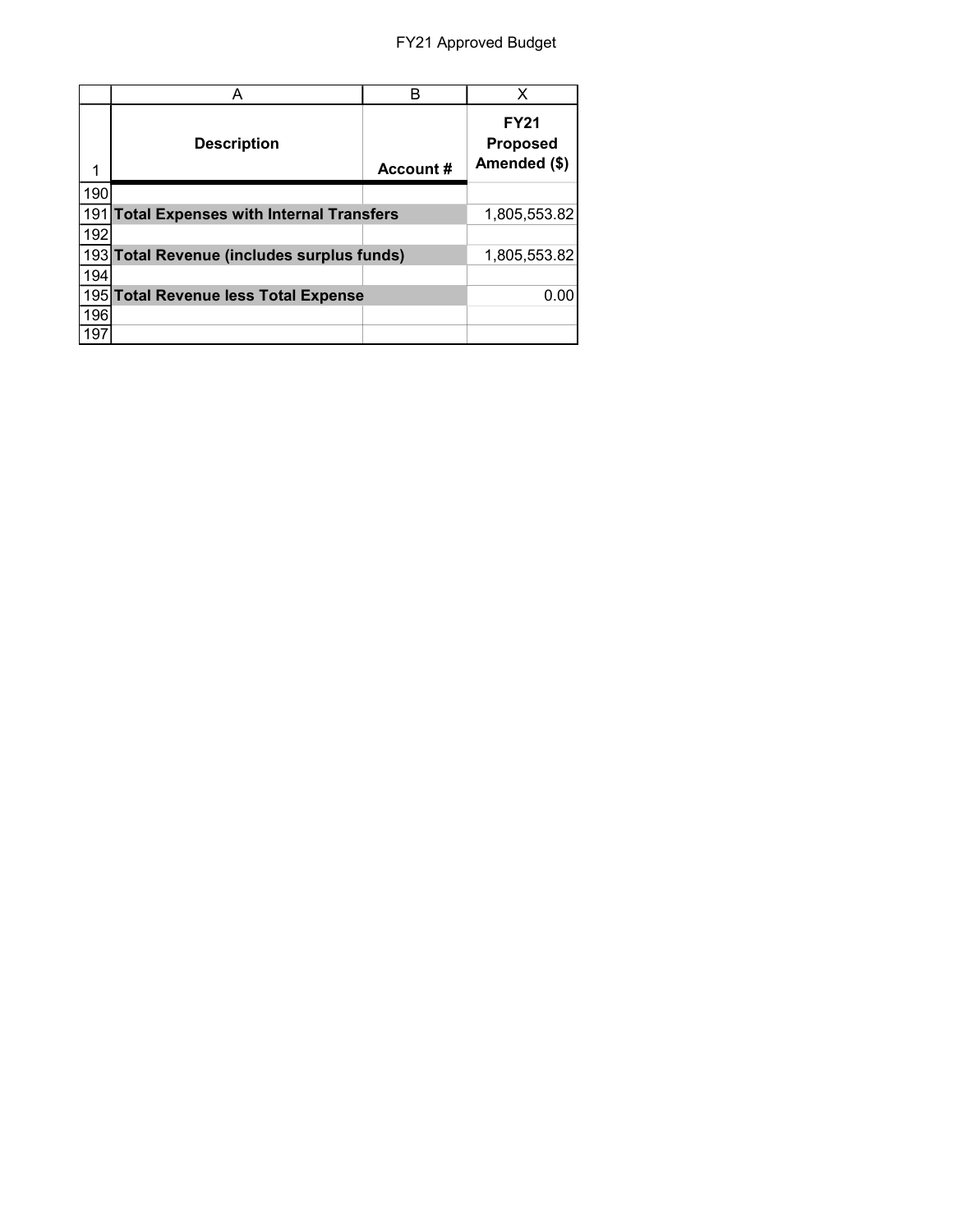FY21 Approved Budget

| | A | B | X |
|---|---|---|---|
| 1 | **Description** | **Account #** | **FY21 Proposed Amended ($)** |
| 190 | | | |
| 191 | **Total Expenses with Internal Transfers** | | 1,805,553.82 |
| 192 | | | |
| 193 | **Total Revenue (includes surplus funds)** | | 1,805,553.82 |
| 194 | | | |
| 195 | **Total Revenue less Total Expense** | | 0.00 |
| 196 | | | |
| 197 | | | |